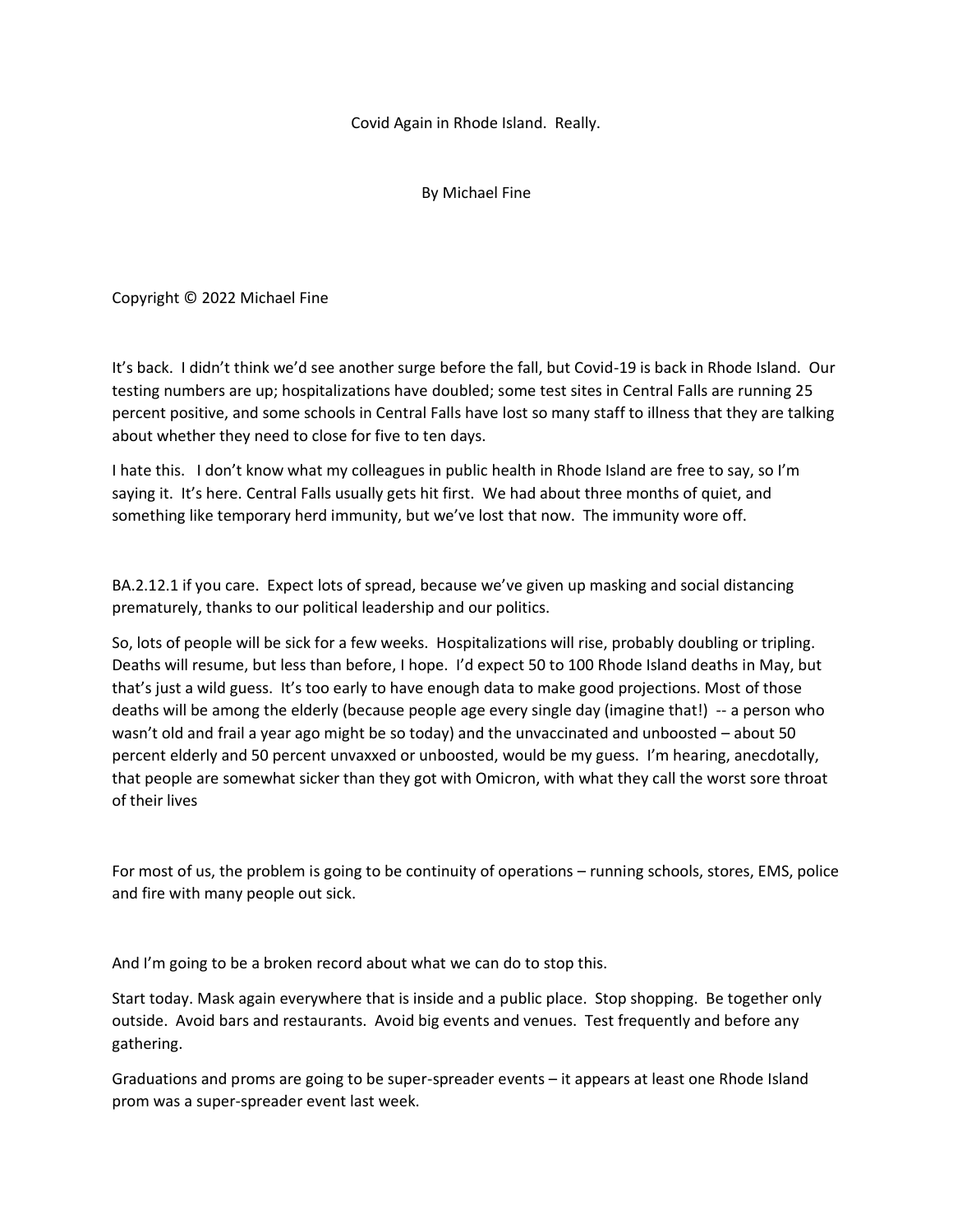# Covid Again in Rhode Island. Really.

By Michael Fine

Copyright © 2022 Michael Fine

It's back. I didn't think we'd see another surge before the fall, but Covid-19 is back in Rhode Island. Our testing numbers are up; hospitalizations have doubled; some test sites in Central Falls are running 25 percent positive, and some schools in Central Falls have lost so many staff to illness that they are talking about whether they need to close for five to ten days.

I hate this. I don't know what my colleagues in public health in Rhode Island are free to say, so I'm saying it. It's here. Central Falls usually gets hit first. We had about three months of quiet, and something like temporary herd immunity, but we've lost that now. The immunity wore off.

BA.2.12.1 if you care. Expect lots of spread, because we've given up masking and social distancing prematurely, thanks to our political leadership and our politics.

So, lots of people will be sick for a few weeks. Hospitalizations will rise, probably doubling or tripling. Deaths will resume, but less than before, I hope. I'd expect 50 to 100 Rhode Island deaths in May, but that's just a wild guess. It's too early to have enough data to make good projections. Most of those deaths will be among the elderly (because people age every single day (imagine that!) -- a person who wasn't old and frail a year ago might be so today) and the unvaccinated and unboosted – about 50 percent elderly and 50 percent unvaxxed or unboosted, would be my guess. I'm hearing, anecdotally, that people are somewhat sicker than they got with Omicron, with what they call the worst sore throat of their lives

For most of us, the problem is going to be continuity of operations – running schools, stores, EMS, police and fire with many people out sick.

And I'm going to be a broken record about what we can do to stop this.

Start today. Mask again everywhere that is inside and a public place. Stop shopping. Be together only outside. Avoid bars and restaurants. Avoid big events and venues. Test frequently and before any gathering.

Graduations and proms are going to be super-spreader events – it appears at least one Rhode Island prom was a super-spreader event last week.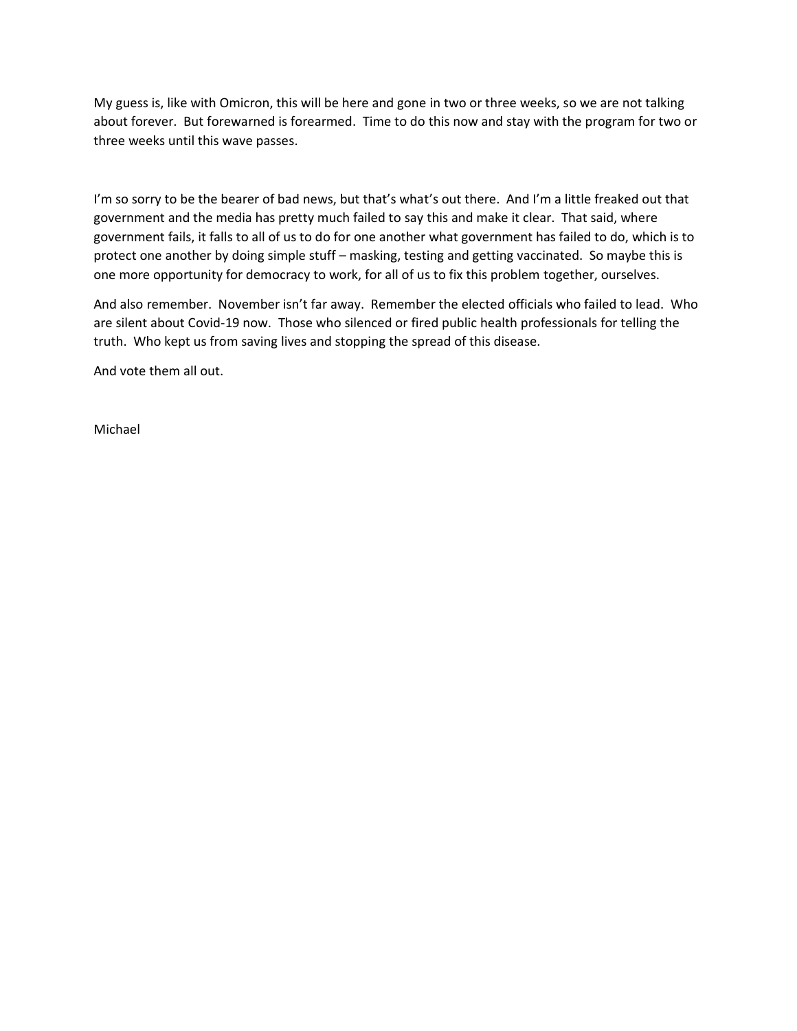My guess is, like with Omicron, this will be here and gone in two or three weeks, so we are not talking about forever. But forewarned is forearmed. Time to do this now and stay with the program for two or three weeks until this wave passes.

I'm so sorry to be the bearer of bad news, but that's what's out there. And I'm a little freaked out that government and the media has pretty much failed to say this and make it clear. That said, where government fails, it falls to all of us to do for one another what government has failed to do, which is to protect one another by doing simple stuff – masking, testing and getting vaccinated. So maybe this is one more opportunity for democracy to work, for all of us to fix this problem together, ourselves.

And also remember. November isn't far away. Remember the elected officials who failed to lead. Who are silent about Covid-19 now. Those who silenced or fired public health professionals for telling the truth. Who kept us from saving lives and stopping the spread of this disease.

And vote them all out.

Michael